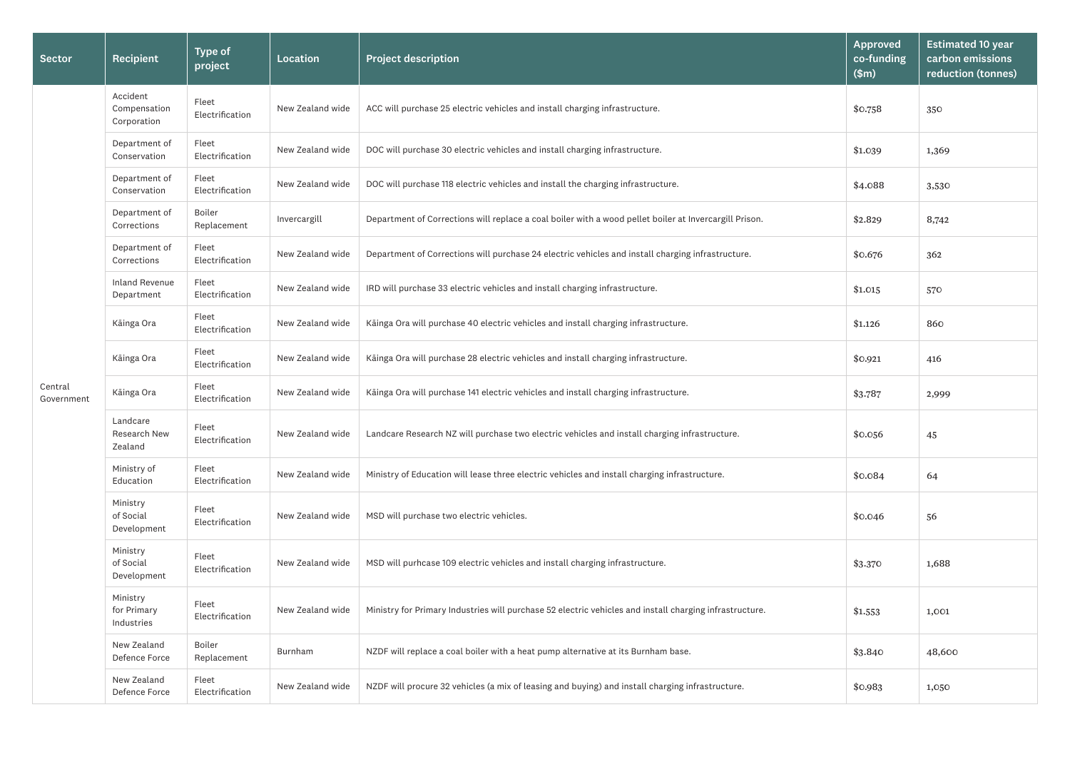| Sector | Recipient | Type of project | Location | Project description | Approved co-funding ($m) | Estimated 10 year carbon emissions reduction (tonnes) |
|---|---|---|---|---|---|---|
| Central Government | Accident Compensation Corporation | Fleet Electrification | New Zealand wide | ACC will purchase 25 electric vehicles and install charging infrastructure. | $0.758 | 350 |
| | Department of Conservation | Fleet Electrification | New Zealand wide | DOC will purchase 30 electric vehicles and install charging infrastructure. | $1.039 | 1,369 |
| | Department of Conservation | Fleet Electrification | New Zealand wide | DOC will purchase 118 electric vehicles and install the charging infrastructure. | $4.088 | 3,530 |
| | Department of Corrections | Boiler Replacement | Invercargill | Department of Corrections will replace a coal boiler with a wood pellet boiler at Invercargill Prison. | $2.829 | 8,742 |
| | Department of Corrections | Fleet Electrification | New Zealand wide | Department of Corrections will purchase 24 electric vehicles and install charging infrastructure. | $0.676 | 362 |
| | Inland Revenue Department | Fleet Electrification | New Zealand wide | IRD will purchase 33 electric vehicles and install charging infrastructure. | $1.015 | 570 |
| | Kāinga Ora | Fleet Electrification | New Zealand wide | Kāinga Ora will purchase 40 electric vehicles and install charging infrastructure. | $1.126 | 860 |
| | Kāinga Ora | Fleet Electrification | New Zealand wide | Kāinga Ora will purchase 28 electric vehicles and install charging infrastructure. | $0.921 | 416 |
| | Kāinga Ora | Fleet Electrification | New Zealand wide | Kāinga Ora will purchase 141 electric vehicles and install charging infrastructure. | $3.787 | 2,999 |
| | Landcare Research New Zealand | Fleet Electrification | New Zealand wide | Landcare Research NZ will purchase two electric vehicles and install charging infrastructure. | $0.056 | 45 |
| | Ministry of Education | Fleet Electrification | New Zealand wide | Ministry of Education will lease three electric vehicles and install charging infrastructure. | $0.084 | 64 |
| | Ministry of Social Development | Fleet Electrification | New Zealand wide | MSD will purchase two electric vehicles. | $0.046 | 56 |
| | Ministry of Social Development | Fleet Electrification | New Zealand wide | MSD will purhcase 109 electric vehicles and install charging infrastructure. | $3.370 | 1,688 |
| | Ministry for Primary Industries | Fleet Electrification | New Zealand wide | Ministry for Primary Industries will purchase 52 electric vehicles and install charging infrastructure. | $1.553 | 1,001 |
| | New Zealand Defence Force | Boiler Replacement | Burnham | NZDF will replace a coal boiler with a heat pump alternative at its Burnham base. | $3.840 | 48,600 |
| | New Zealand Defence Force | Fleet Electrification | New Zealand wide | NZDF will procure 32 vehicles (a mix of leasing and buying) and install charging infrastructure. | $0.983 | 1,050 |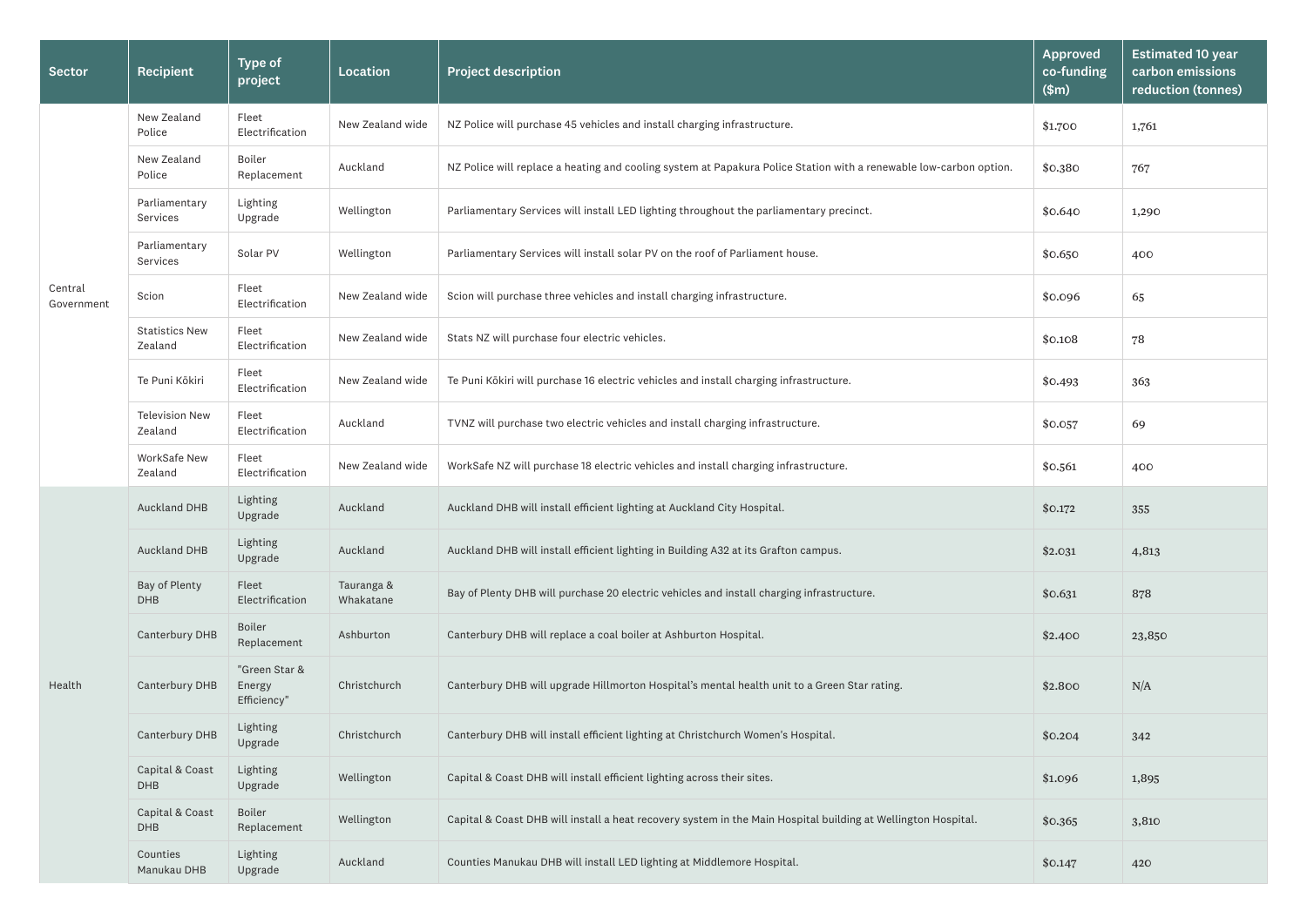| Sector | Recipient | Type of project | Location | Project description | Approved co-funding ($m) | Estimated 10 year carbon emissions reduction (tonnes) |
|---|---|---|---|---|---|---|
| Central Government | New Zealand Police | Fleet Electrification | New Zealand wide | NZ Police will purchase 45 vehicles and install charging infrastructure. | $1.700 | 1,761 |
| | New Zealand Police | Boiler Replacement | Auckland | NZ Police will replace a heating and cooling system at Papakura Police Station with a renewable low-carbon option. | $0.380 | 767 |
| | Parliamentary Services | Lighting Upgrade | Wellington | Parliamentary Services will install LED lighting throughout the parliamentary precinct. | $0.640 | 1,290 |
| | Parliamentary Services | Solar PV | Wellington | Parliamentary Services will install solar PV on the roof of Parliament house. | $0.650 | 400 |
| | Scion | Fleet Electrification | New Zealand wide | Scion will purchase three vehicles and install charging infrastructure. | $0.096 | 65 |
| | Statistics New Zealand | Fleet Electrification | New Zealand wide | Stats NZ will purchase four electric vehicles. | $0.108 | 78 |
| | Te Puni Kōkiri | Fleet Electrification | New Zealand wide | Te Puni Kōkiri will purchase 16 electric vehicles and install charging infrastructure. | $0.493 | 363 |
| | Television New Zealand | Fleet Electrification | Auckland | TVNZ will purchase two electric vehicles and install charging infrastructure. | $0.057 | 69 |
| | WorkSafe New Zealand | Fleet Electrification | New Zealand wide | WorkSafe NZ will purchase 18 electric vehicles and install charging infrastructure. | $0.561 | 400 |
| Health | Auckland DHB | Lighting Upgrade | Auckland | Auckland DHB will install efficient lighting at Auckland City Hospital. | $0.172 | 355 |
| | Auckland DHB | Lighting Upgrade | Auckland | Auckland DHB will install efficient lighting in Building A32 at its Grafton campus. | $2.031 | 4,813 |
| | Bay of Plenty DHB | Fleet Electrification | Tauranga & Whakatane | Bay of Plenty DHB will purchase 20 electric vehicles and install charging infrastructure. | $0.631 | 878 |
| | Canterbury DHB | Boiler Replacement | Ashburton | Canterbury DHB will replace a coal boiler at Ashburton Hospital. | $2.400 | 23,850 |
| | Canterbury DHB | "Green Star & Energy Efficiency" | Christchurch | Canterbury DHB will upgrade Hillmorton Hospital's mental health unit to a Green Star rating. | $2.800 | N/A |
| | Canterbury DHB | Lighting Upgrade | Christchurch | Canterbury DHB will install efficient lighting at Christchurch Women's Hospital. | $0.204 | 342 |
| | Capital & Coast DHB | Lighting Upgrade | Wellington | Capital & Coast DHB will install efficient lighting across their sites. | $1.096 | 1,895 |
| | Capital & Coast DHB | Boiler Replacement | Wellington | Capital & Coast DHB will install a heat recovery system in the Main Hospital building at Wellington Hospital. | $0.365 | 3,810 |
| | Counties Manukau DHB | Lighting Upgrade | Auckland | Counties Manukau DHB will install LED lighting at Middlemore Hospital. | $0.147 | 420 |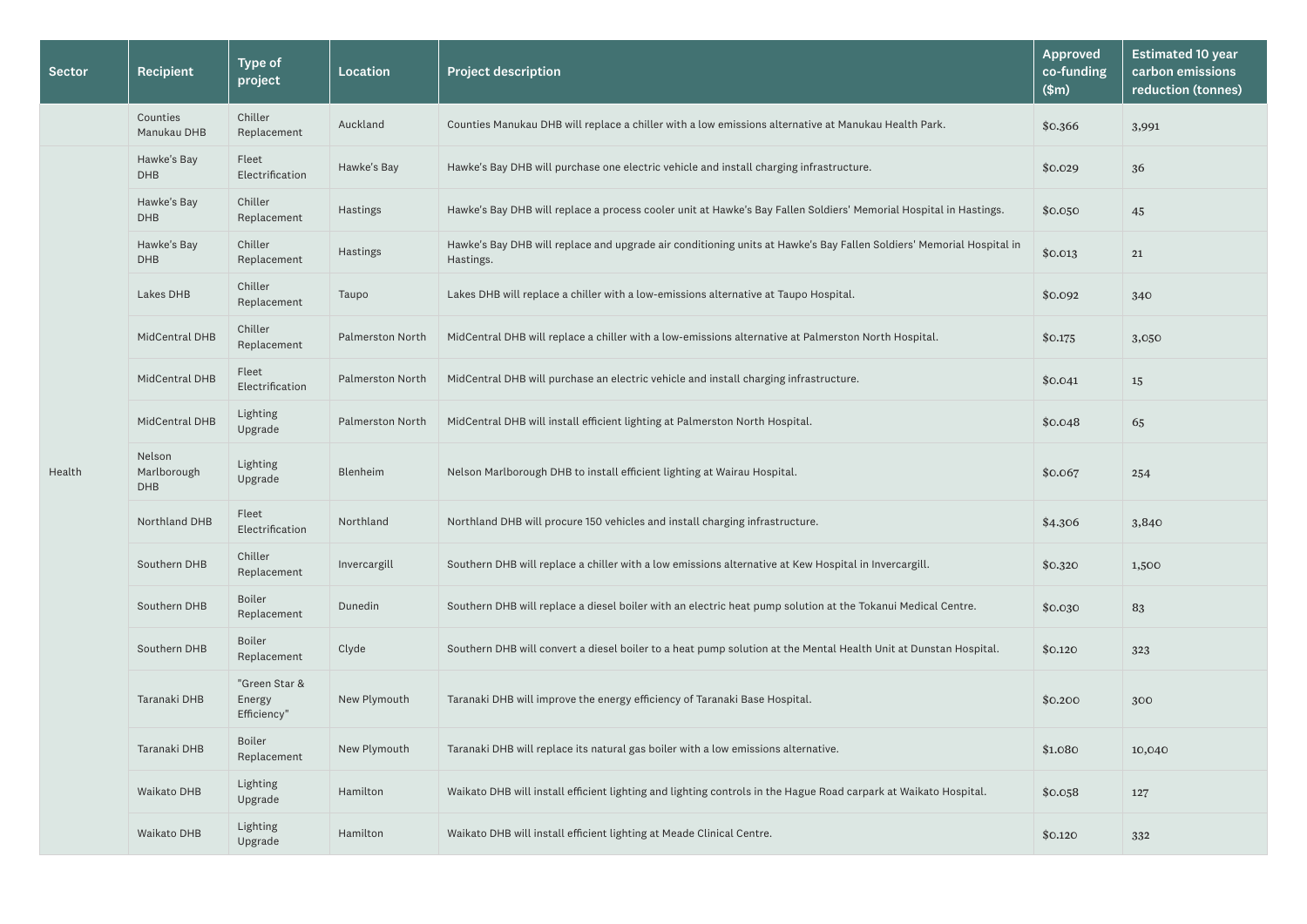| Sector | Recipient | Type of project | Location | Project description | Approved co-funding ($m) | Estimated 10 year carbon emissions reduction (tonnes) |
|---|---|---|---|---|---|---|
| | Counties Manukau DHB | Chiller Replacement | Auckland | Counties Manukau DHB will replace a chiller with a low emissions alternative at Manukau Health Park. | $0.366 | 3,991 |
| Health | Hawke's Bay DHB | Fleet Electrification | Hawke's Bay | Hawke's Bay DHB will purchase one electric vehicle and install charging infrastructure. | $0.029 | 36 |
| | Hawke's Bay DHB | Chiller Replacement | Hastings | Hawke's Bay DHB will replace a process cooler unit at Hawke's Bay Fallen Soldiers' Memorial Hospital in Hastings. | $0.050 | 45 |
| | Hawke's Bay DHB | Chiller Replacement | Hastings | Hawke's Bay DHB will replace and upgrade air conditioning units at Hawke's Bay Fallen Soldiers' Memorial Hospital in Hastings. | $0.013 | 21 |
| | Lakes DHB | Chiller Replacement | Taupo | Lakes DHB will replace a chiller with a low-emissions alternative at Taupo Hospital. | $0.092 | 340 |
| | MidCentral DHB | Chiller Replacement | Palmerston North | MidCentral DHB will replace a chiller with a low-emissions alternative at Palmerston North Hospital. | $0.175 | 3,050 |
| | MidCentral DHB | Fleet Electrification | Palmerston North | MidCentral DHB will purchase an electric vehicle and install charging infrastructure. | $0.041 | 15 |
| | MidCentral DHB | Lighting Upgrade | Palmerston North | MidCentral DHB will install efficient lighting at Palmerston North Hospital. | $0.048 | 65 |
| | Nelson Marlborough DHB | Lighting Upgrade | Blenheim | Nelson Marlborough DHB to install efficient lighting at Wairau Hospital. | $0.067 | 254 |
| | Northland DHB | Fleet Electrification | Northland | Northland DHB will procure 150 vehicles and install charging infrastructure. | $4.306 | 3,840 |
| | Southern DHB | Chiller Replacement | Invercargill | Southern DHB will replace a chiller with a low emissions alternative at Kew Hospital in Invercargill. | $0.320 | 1,500 |
| | Southern DHB | Boiler Replacement | Dunedin | Southern DHB will replace a diesel boiler with an electric heat pump solution at the Tokanui Medical Centre. | $0.030 | 83 |
| | Southern DHB | Boiler Replacement | Clyde | Southern DHB will convert a diesel boiler to a heat pump solution at the Mental Health Unit at Dunstan Hospital. | $0.120 | 323 |
| | Taranaki DHB | "Green Star & Energy Efficiency" | New Plymouth | Taranaki DHB will improve the energy efficiency of Taranaki Base Hospital. | $0.200 | 300 |
| | Taranaki DHB | Boiler Replacement | New Plymouth | Taranaki DHB will replace its natural gas boiler with a low emissions alternative. | $1.080 | 10,040 |
| | Waikato DHB | Lighting Upgrade | Hamilton | Waikato DHB will install efficient lighting and lighting controls in the Hague Road carpark at Waikato Hospital. | $0.058 | 127 |
| | Waikato DHB | Lighting Upgrade | Hamilton | Waikato DHB will install efficient lighting at Meade Clinical Centre. | $0.120 | 332 |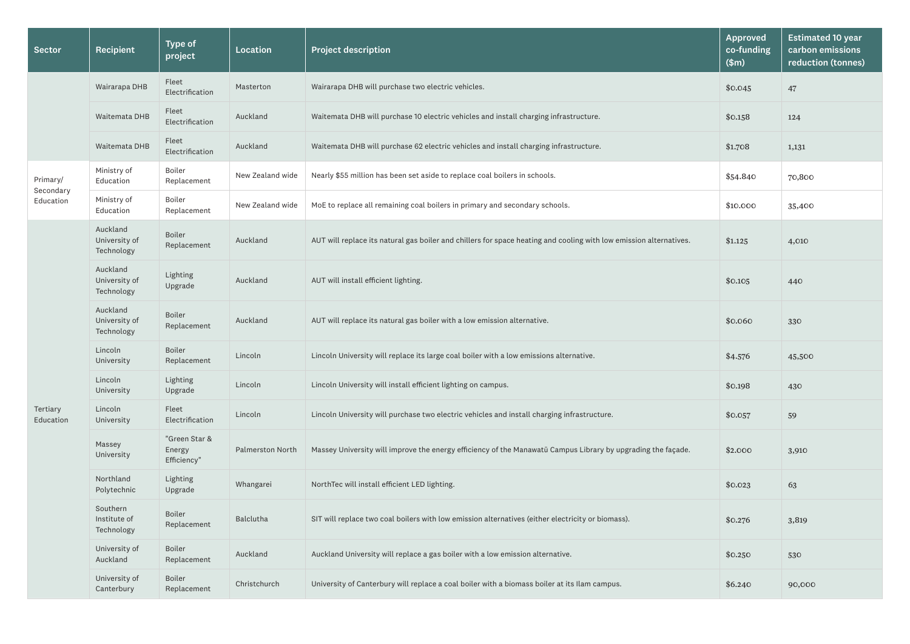| Sector | Recipient | Type of project | Location | Project description | Approved co-funding ($m) | Estimated 10 year carbon emissions reduction (tonnes) |
|---|---|---|---|---|---|---|
| | Wairarapa DHB | Fleet Electrification | Masterton | Wairarapa DHB will purchase two electric vehicles. | $0.045 | 47 |
| | Waitemata DHB | Fleet Electrification | Auckland | Waitemata DHB will purchase 10 electric vehicles and install charging infrastructure. | $0.158 | 124 |
| | Waitemata DHB | Fleet Electrification | Auckland | Waitemata DHB will purchase 62 electric vehicles and install charging infrastructure. | $1.708 | 1,131 |
| Primary/ Secondary Education | Ministry of Education | Boiler Replacement | New Zealand wide | Nearly $55 million has been set aside to replace coal boilers in schools. | $54.840 | 70,800 |
| | Ministry of Education | Boiler Replacement | New Zealand wide | MoE to replace all remaining coal boilers in primary and secondary schools. | $10.000 | 35,400 |
| Tertiary Education | Auckland University of Technology | Boiler Replacement | Auckland | AUT will replace its natural gas boiler and chillers for space heating and cooling with low emission alternatives. | $1.125 | 4,010 |
| | Auckland University of Technology | Lighting Upgrade | Auckland | AUT will install efficient lighting. | $0.105 | 440 |
| | Auckland University of Technology | Boiler Replacement | Auckland | AUT will replace its natural gas boiler with a low emission alternative. | $0.060 | 330 |
| | Lincoln University | Boiler Replacement | Lincoln | Lincoln University will replace its large coal boiler with a low emissions alternative. | $4.576 | 45,500 |
| | Lincoln University | Lighting Upgrade | Lincoln | Lincoln University will install efficient lighting on campus. | $0.198 | 430 |
| | Lincoln University | Fleet Electrification | Lincoln | Lincoln University will purchase two electric vehicles and install charging infrastructure. | $0.057 | 59 |
| | Massey University | "Green Star & Energy Efficiency" | Palmerston North | Massey University will improve the energy efficiency of the Manawatū Campus Library by upgrading the façade. | $2.000 | 3,910 |
| | Northland Polytechnic | Lighting Upgrade | Whangarei | NorthTec will install efficient LED lighting. | $0.023 | 63 |
| | Southern Institute of Technology | Boiler Replacement | Balclutha | SIT will replace two coal boilers with low emission alternatives (either electricity or biomass). | $0.276 | 3,819 |
| | University of Auckland | Boiler Replacement | Auckland | Auckland University will replace a gas boiler with a low emission alternative. | $0.250 | 530 |
| | University of Canterbury | Boiler Replacement | Christchurch | University of Canterbury will replace a coal boiler with a biomass boiler at its Ilam campus. | $6.240 | 90,000 |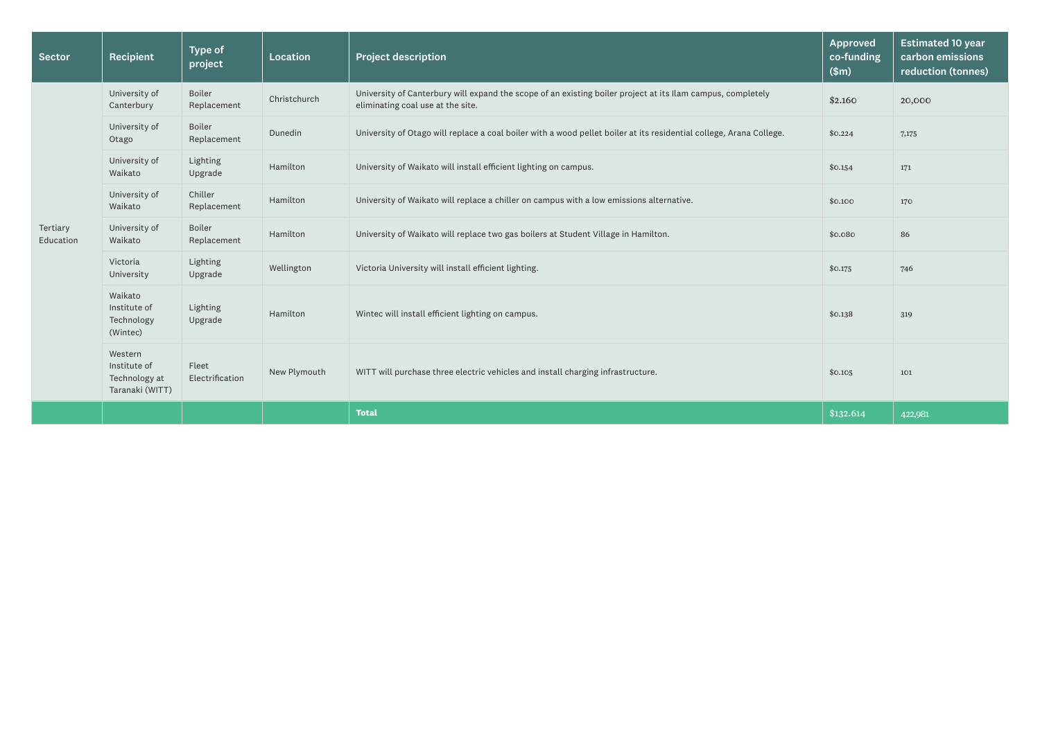| Sector | Recipient | Type of project | Location | Project description | Approved co-funding ($m) | Estimated 10 year carbon emissions reduction (tonnes) |
|---|---|---|---|---|---|---|
| Tertiary Education | University of Canterbury | Boiler Replacement | Christchurch | University of Canterbury will expand the scope of an existing boiler project at its Ilam campus, completely eliminating coal use at the site. | $2.160 | 20,000 |
| | University of Otago | Boiler Replacement | Dunedin | University of Otago will replace a coal boiler with a wood pellet boiler at its residential college, Arana College. | $0.224 | 7,175 |
| | University of Waikato | Lighting Upgrade | Hamilton | University of Waikato will install efficient lighting on campus. | $0.154 | 171 |
| | University of Waikato | Chiller Replacement | Hamilton | University of Waikato will replace a chiller on campus with a low emissions alternative. | $0.100 | 170 |
| | University of Waikato | Boiler Replacement | Hamilton | University of Waikato will replace two gas boilers at Student Village in Hamilton. | $0.080 | 86 |
| | Victoria University | Lighting Upgrade | Wellington | Victoria University will install efficient lighting. | $0.175 | 746 |
| | Waikato Institute of Technology (Wintec) | Lighting Upgrade | Hamilton | Wintec will install efficient lighting on campus. | $0.138 | 319 |
| | Western Institute of Technology at Taranaki (WITT) | Fleet Electrification | New Plymouth | WITT will purchase three electric vehicles and install charging infrastructure. | $0.105 | 101 |
| | | | | **Total** | $132.614 | 422,981 |